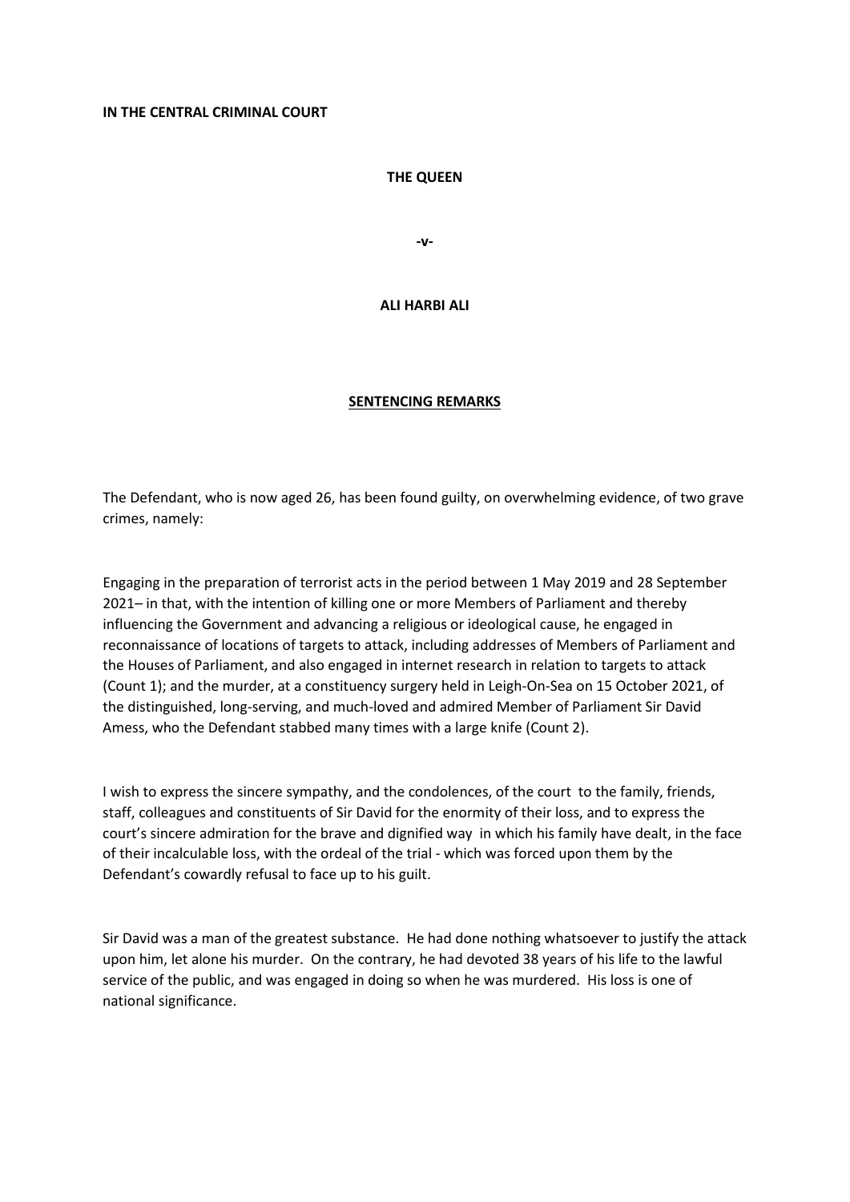**IN THE CENTRAL CRIMINAL COURT**

**THE QUEEN**

**-v-**

**ALI HARBI ALI**

**<u>SENTENCING REMARKS</u>**

The Defendant, who is now aged 26, has been found guilty, on overwhelming evidence, of two grave crimes, namely:

Engaging in the preparation of terrorist acts in the period between 1 May 2019 and 28 September 2021– in that, with the intention of killing one or more Members of Parliament and thereby influencing the Government and advancing a religious or ideological cause, he engaged in reconnaissance of locations of targets to attack, including addresses of Members of Parliament and the Houses of Parliament, and also engaged in internet research in relation to targets to attack (Count 1); and the murder, at a constituency surgery held in Leigh-On-Sea on 15 October 2021, of the distinguished, long-serving, and much-loved and admired Member of Parliament Sir David Amess, who the Defendant stabbed many times with a large knife (Count 2).

I wish to express the sincere sympathy, and the condolences, of the court to the family, friends, staff, colleagues and constituents of Sir David for the enormity of their loss, and to express the court's sincere admiration for the brave and dignified way in which his family have dealt, in the face of their incalculable loss, with the ordeal of the trial - which was forced upon them by the Defendant's cowardly refusal to face up to his guilt.

Sir David was a man of the greatest substance. He had done nothing whatsoever to justify the attack upon him, let alone his murder. On the contrary, he had devoted 38 years of his life to the lawful service of the public, and was engaged in doing so when he was murdered. His loss is one of national significance.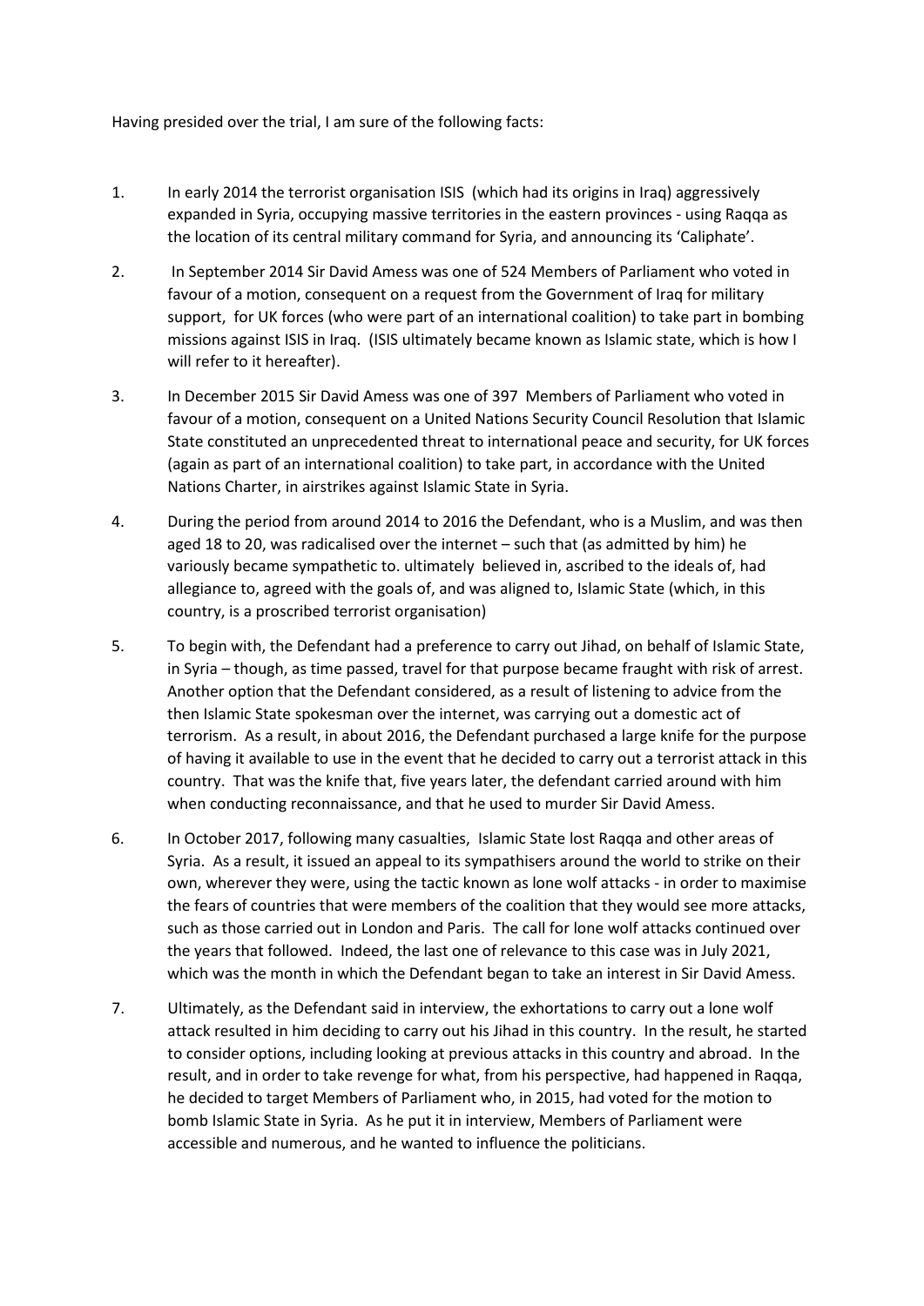Having presided over the trial, I am sure of the following facts:

1. In early 2014 the terrorist organisation ISIS (which had its origins in Iraq) aggressively expanded in Syria, occupying massive territories in the eastern provinces - using Raqqa as the location of its central military command for Syria, and announcing its 'Caliphate'.

2. In September 2014 Sir David Amess was one of 524 Members of Parliament who voted in favour of a motion, consequent on a request from the Government of Iraq for military support, for UK forces (who were part of an international coalition) to take part in bombing missions against ISIS in Iraq. (ISIS ultimately became known as Islamic state, which is how I will refer to it hereafter).

3. In December 2015 Sir David Amess was one of 397 Members of Parliament who voted in favour of a motion, consequent on a United Nations Security Council Resolution that Islamic State constituted an unprecedented threat to international peace and security, for UK forces (again as part of an international coalition) to take part, in accordance with the United Nations Charter, in airstrikes against Islamic State in Syria.

4. During the period from around 2014 to 2016 the Defendant, who is a Muslim, and was then aged 18 to 20, was radicalised over the internet – such that (as admitted by him) he variously became sympathetic to. ultimately believed in, ascribed to the ideals of, had allegiance to, agreed with the goals of, and was aligned to, Islamic State (which, in this country, is a proscribed terrorist organisation)

5. To begin with, the Defendant had a preference to carry out Jihad, on behalf of Islamic State, in Syria – though, as time passed, travel for that purpose became fraught with risk of arrest. Another option that the Defendant considered, as a result of listening to advice from the then Islamic State spokesman over the internet, was carrying out a domestic act of terrorism. As a result, in about 2016, the Defendant purchased a large knife for the purpose of having it available to use in the event that he decided to carry out a terrorist attack in this country. That was the knife that, five years later, the defendant carried around with him when conducting reconnaissance, and that he used to murder Sir David Amess.

6. In October 2017, following many casualties, Islamic State lost Raqqa and other areas of Syria. As a result, it issued an appeal to its sympathisers around the world to strike on their own, wherever they were, using the tactic known as lone wolf attacks - in order to maximise the fears of countries that were members of the coalition that they would see more attacks, such as those carried out in London and Paris. The call for lone wolf attacks continued over the years that followed. Indeed, the last one of relevance to this case was in July 2021, which was the month in which the Defendant began to take an interest in Sir David Amess.

7. Ultimately, as the Defendant said in interview, the exhortations to carry out a lone wolf attack resulted in him deciding to carry out his Jihad in this country. In the result, he started to consider options, including looking at previous attacks in this country and abroad. In the result, and in order to take revenge for what, from his perspective, had happened in Raqqa, he decided to target Members of Parliament who, in 2015, had voted for the motion to bomb Islamic State in Syria. As he put it in interview, Members of Parliament were accessible and numerous, and he wanted to influence the politicians.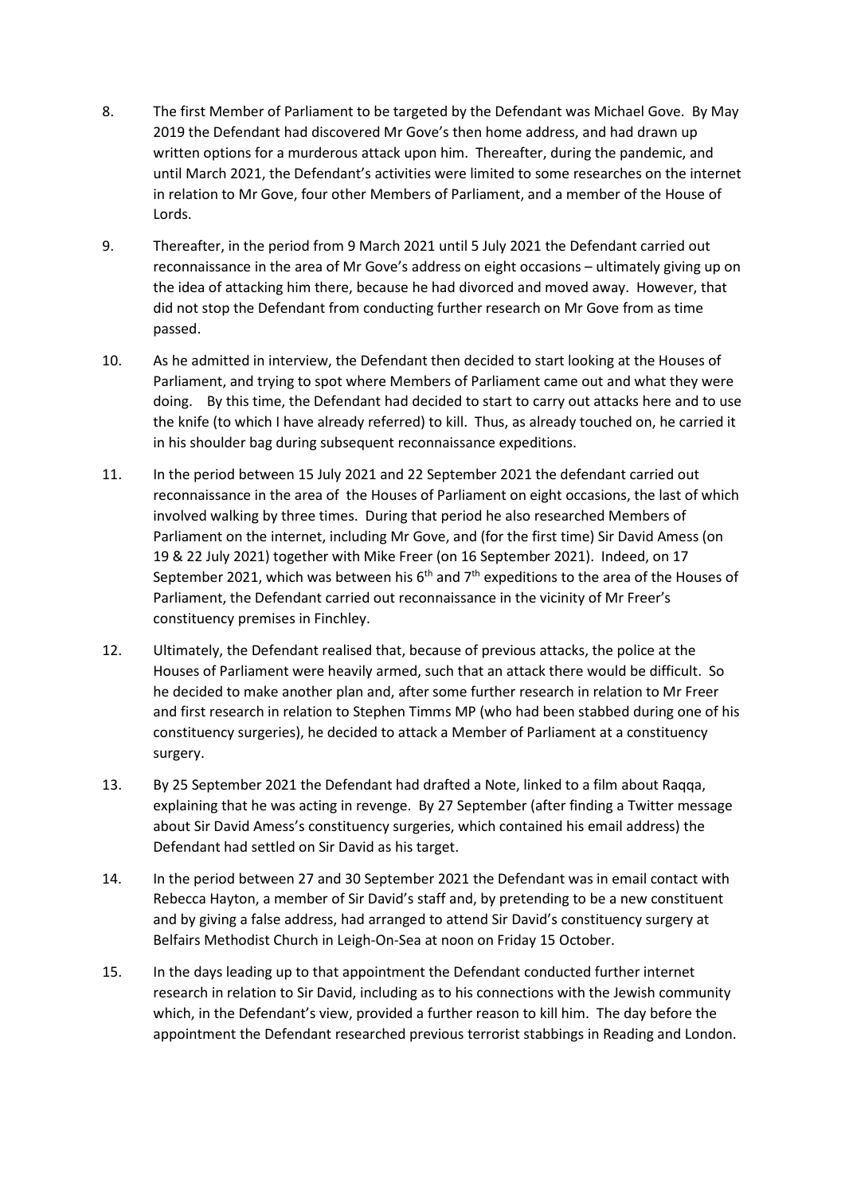8. The first Member of Parliament to be targeted by the Defendant was Michael Gove. By May 2019 the Defendant had discovered Mr Gove's then home address, and had drawn up written options for a murderous attack upon him. Thereafter, during the pandemic, and until March 2021, the Defendant's activities were limited to some researches on the internet in relation to Mr Gove, four other Members of Parliament, and a member of the House of Lords.

9. Thereafter, in the period from 9 March 2021 until 5 July 2021 the Defendant carried out reconnaissance in the area of Mr Gove's address on eight occasions – ultimately giving up on the idea of attacking him there, because he had divorced and moved away. However, that did not stop the Defendant from conducting further research on Mr Gove from as time passed.

10. As he admitted in interview, the Defendant then decided to start looking at the Houses of Parliament, and trying to spot where Members of Parliament came out and what they were doing. By this time, the Defendant had decided to start to carry out attacks here and to use the knife (to which I have already referred) to kill. Thus, as already touched on, he carried it in his shoulder bag during subsequent reconnaissance expeditions.

11. In the period between 15 July 2021 and 22 September 2021 the defendant carried out reconnaissance in the area of the Houses of Parliament on eight occasions, the last of which involved walking by three times. During that period he also researched Members of Parliament on the internet, including Mr Gove, and (for the first time) Sir David Amess (on 19 & 22 July 2021) together with Mike Freer (on 16 September 2021). Indeed, on 17 September 2021, which was between his 6th and 7th expeditions to the area of the Houses of Parliament, the Defendant carried out reconnaissance in the vicinity of Mr Freer's constituency premises in Finchley.

12. Ultimately, the Defendant realised that, because of previous attacks, the police at the Houses of Parliament were heavily armed, such that an attack there would be difficult. So he decided to make another plan and, after some further research in relation to Mr Freer and first research in relation to Stephen Timms MP (who had been stabbed during one of his constituency surgeries), he decided to attack a Member of Parliament at a constituency surgery.

13. By 25 September 2021 the Defendant had drafted a Note, linked to a film about Raqqa, explaining that he was acting in revenge. By 27 September (after finding a Twitter message about Sir David Amess's constituency surgeries, which contained his email address) the Defendant had settled on Sir David as his target.

14. In the period between 27 and 30 September 2021 the Defendant was in email contact with Rebecca Hayton, a member of Sir David's staff and, by pretending to be a new constituent and by giving a false address, had arranged to attend Sir David's constituency surgery at Belfairs Methodist Church in Leigh-On-Sea at noon on Friday 15 October.

15. In the days leading up to that appointment the Defendant conducted further internet research in relation to Sir David, including as to his connections with the Jewish community which, in the Defendant's view, provided a further reason to kill him. The day before the appointment the Defendant researched previous terrorist stabbings in Reading and London.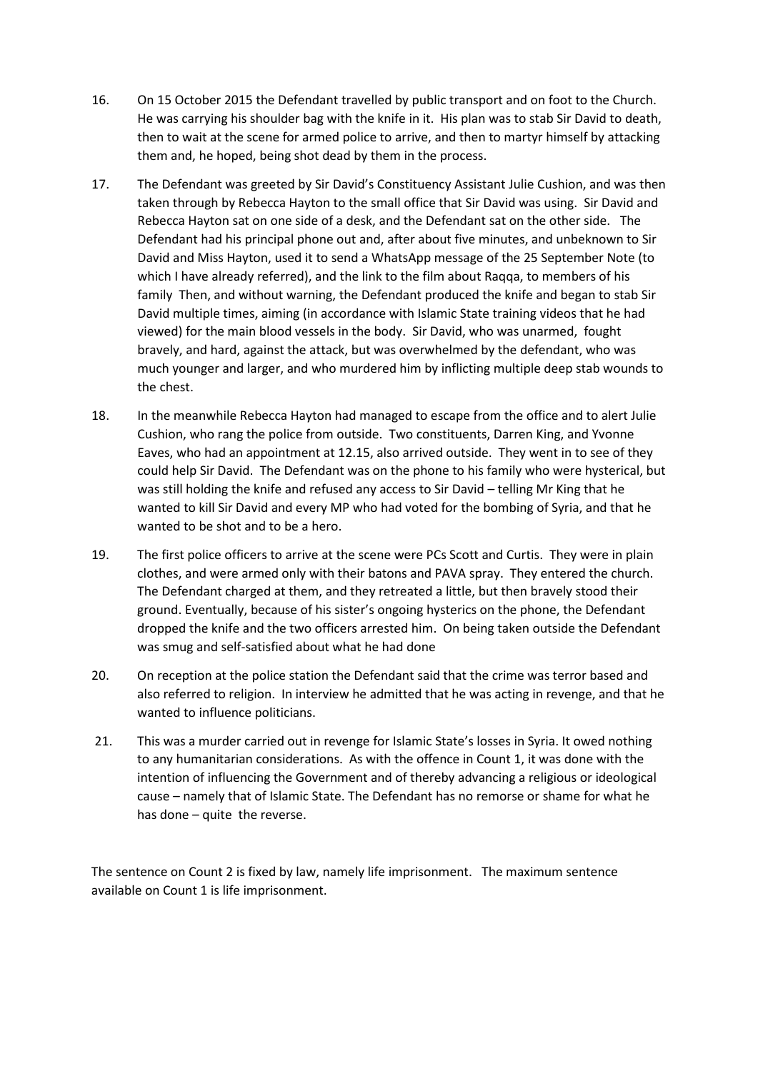16. On 15 October 2015 the Defendant travelled by public transport and on foot to the Church. He was carrying his shoulder bag with the knife in it. His plan was to stab Sir David to death, then to wait at the scene for armed police to arrive, and then to martyr himself by attacking them and, he hoped, being shot dead by them in the process.

17. The Defendant was greeted by Sir David's Constituency Assistant Julie Cushion, and was then taken through by Rebecca Hayton to the small office that Sir David was using. Sir David and Rebecca Hayton sat on one side of a desk, and the Defendant sat on the other side. The Defendant had his principal phone out and, after about five minutes, and unbeknown to Sir David and Miss Hayton, used it to send a WhatsApp message of the 25 September Note (to which I have already referred), and the link to the film about Raqqa, to members of his family Then, and without warning, the Defendant produced the knife and began to stab Sir David multiple times, aiming (in accordance with Islamic State training videos that he had viewed) for the main blood vessels in the body. Sir David, who was unarmed, fought bravely, and hard, against the attack, but was overwhelmed by the defendant, who was much younger and larger, and who murdered him by inflicting multiple deep stab wounds to the chest.

18. In the meanwhile Rebecca Hayton had managed to escape from the office and to alert Julie Cushion, who rang the police from outside. Two constituents, Darren King, and Yvonne Eaves, who had an appointment at 12.15, also arrived outside. They went in to see of they could help Sir David. The Defendant was on the phone to his family who were hysterical, but was still holding the knife and refused any access to Sir David – telling Mr King that he wanted to kill Sir David and every MP who had voted for the bombing of Syria, and that he wanted to be shot and to be a hero.

19. The first police officers to arrive at the scene were PCs Scott and Curtis. They were in plain clothes, and were armed only with their batons and PAVA spray. They entered the church. The Defendant charged at them, and they retreated a little, but then bravely stood their ground. Eventually, because of his sister's ongoing hysterics on the phone, the Defendant dropped the knife and the two officers arrested him. On being taken outside the Defendant was smug and self-satisfied about what he had done

20. On reception at the police station the Defendant said that the crime was terror based and also referred to religion. In interview he admitted that he was acting in revenge, and that he wanted to influence politicians.

21. This was a murder carried out in revenge for Islamic State's losses in Syria. It owed nothing to any humanitarian considerations. As with the offence in Count 1, it was done with the intention of influencing the Government and of thereby advancing a religious or ideological cause – namely that of Islamic State. The Defendant has no remorse or shame for what he has done – quite the reverse.

The sentence on Count 2 is fixed by law, namely life imprisonment. The maximum sentence available on Count 1 is life imprisonment.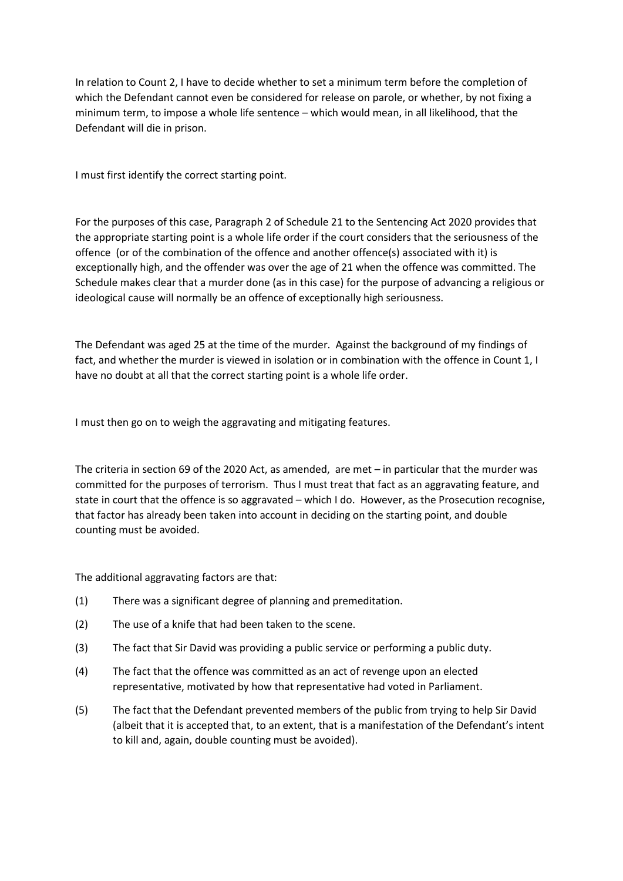In relation to Count 2, I have to decide whether to set a minimum term before the completion of which the Defendant cannot even be considered for release on parole, or whether, by not fixing a minimum term, to impose a whole life sentence – which would mean, in all likelihood, that the Defendant will die in prison.

I must first identify the correct starting point.

For the purposes of this case, Paragraph 2 of Schedule 21 to the Sentencing Act 2020 provides that the appropriate starting point is a whole life order if the court considers that the seriousness of the offence (or of the combination of the offence and another offence(s) associated with it) is exceptionally high, and the offender was over the age of 21 when the offence was committed. The Schedule makes clear that a murder done (as in this case) for the purpose of advancing a religious or ideological cause will normally be an offence of exceptionally high seriousness.

The Defendant was aged 25 at the time of the murder. Against the background of my findings of fact, and whether the murder is viewed in isolation or in combination with the offence in Count 1, I have no doubt at all that the correct starting point is a whole life order.

I must then go on to weigh the aggravating and mitigating features.

The criteria in section 69 of the 2020 Act, as amended, are met – in particular that the murder was committed for the purposes of terrorism. Thus I must treat that fact as an aggravating feature, and state in court that the offence is so aggravated – which I do. However, as the Prosecution recognise, that factor has already been taken into account in deciding on the starting point, and double counting must be avoided.

The additional aggravating factors are that:

(1) There was a significant degree of planning and premeditation.

(2) The use of a knife that had been taken to the scene.

(3) The fact that Sir David was providing a public service or performing a public duty.

(4) The fact that the offence was committed as an act of revenge upon an elected representative, motivated by how that representative had voted in Parliament.

(5) The fact that the Defendant prevented members of the public from trying to help Sir David (albeit that it is accepted that, to an extent, that is a manifestation of the Defendant's intent to kill and, again, double counting must be avoided).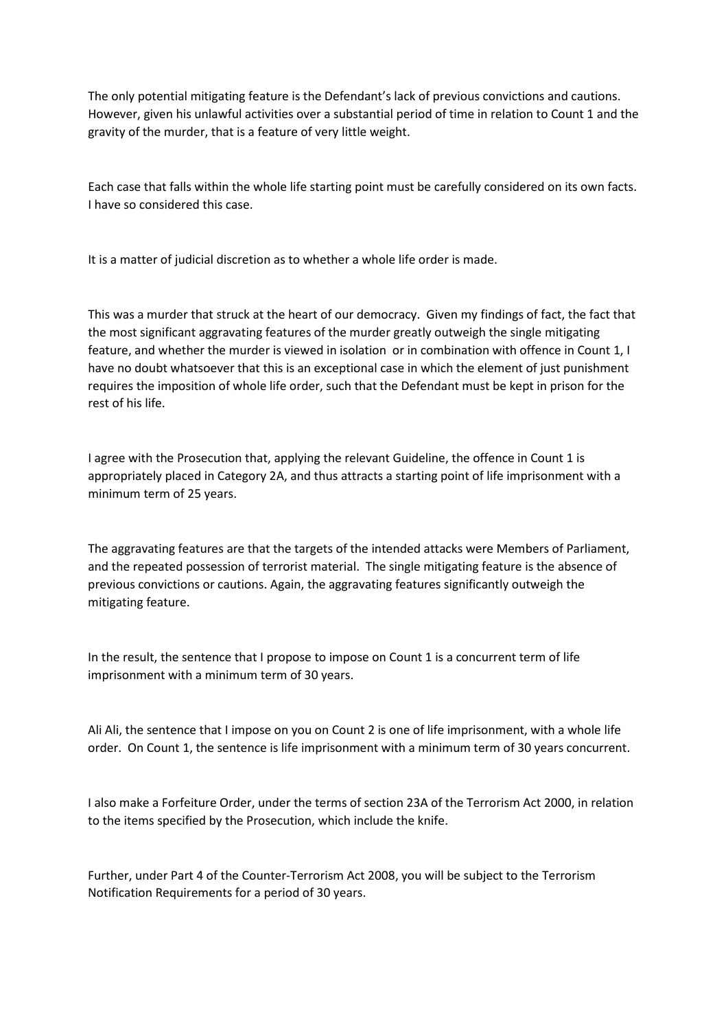The only potential mitigating feature is the Defendant's lack of previous convictions and cautions. However, given his unlawful activities over a substantial period of time in relation to Count 1 and the gravity of the murder, that is a feature of very little weight.

Each case that falls within the whole life starting point must be carefully considered on its own facts. I have so considered this case.

It is a matter of judicial discretion as to whether a whole life order is made.

This was a murder that struck at the heart of our democracy. Given my findings of fact, the fact that the most significant aggravating features of the murder greatly outweigh the single mitigating feature, and whether the murder is viewed in isolation or in combination with offence in Count 1, I have no doubt whatsoever that this is an exceptional case in which the element of just punishment requires the imposition of whole life order, such that the Defendant must be kept in prison for the rest of his life.

I agree with the Prosecution that, applying the relevant Guideline, the offence in Count 1 is appropriately placed in Category 2A, and thus attracts a starting point of life imprisonment with a minimum term of 25 years.

The aggravating features are that the targets of the intended attacks were Members of Parliament, and the repeated possession of terrorist material. The single mitigating feature is the absence of previous convictions or cautions. Again, the aggravating features significantly outweigh the mitigating feature.

In the result, the sentence that I propose to impose on Count 1 is a concurrent term of life imprisonment with a minimum term of 30 years.

Ali Ali, the sentence that I impose on you on Count 2 is one of life imprisonment, with a whole life order. On Count 1, the sentence is life imprisonment with a minimum term of 30 years concurrent.

I also make a Forfeiture Order, under the terms of section 23A of the Terrorism Act 2000, in relation to the items specified by the Prosecution, which include the knife.

Further, under Part 4 of the Counter-Terrorism Act 2008, you will be subject to the Terrorism Notification Requirements for a period of 30 years.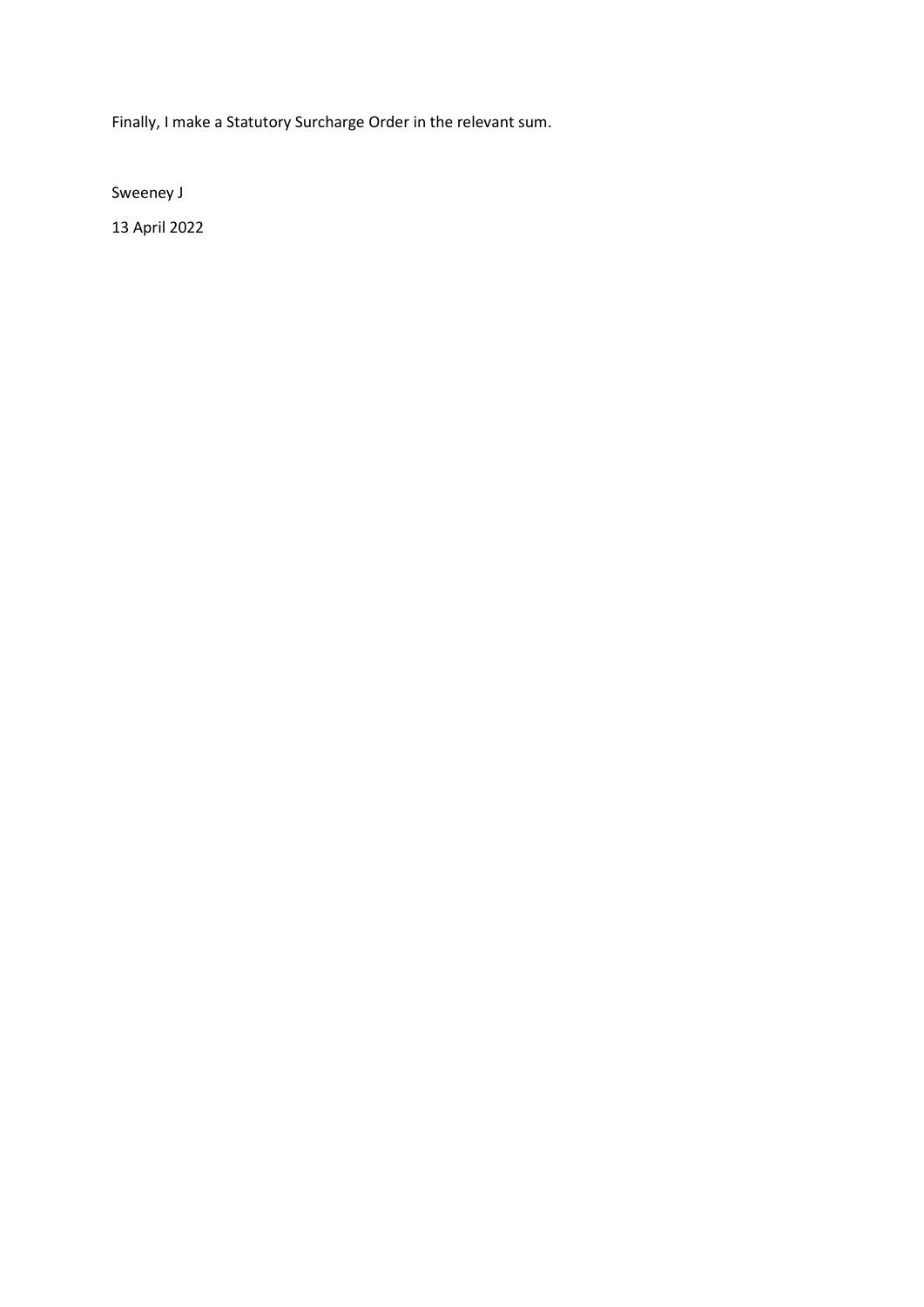Finally, I make a Statutory Surcharge Order in the relevant sum.

Sweeney J

13 April 2022